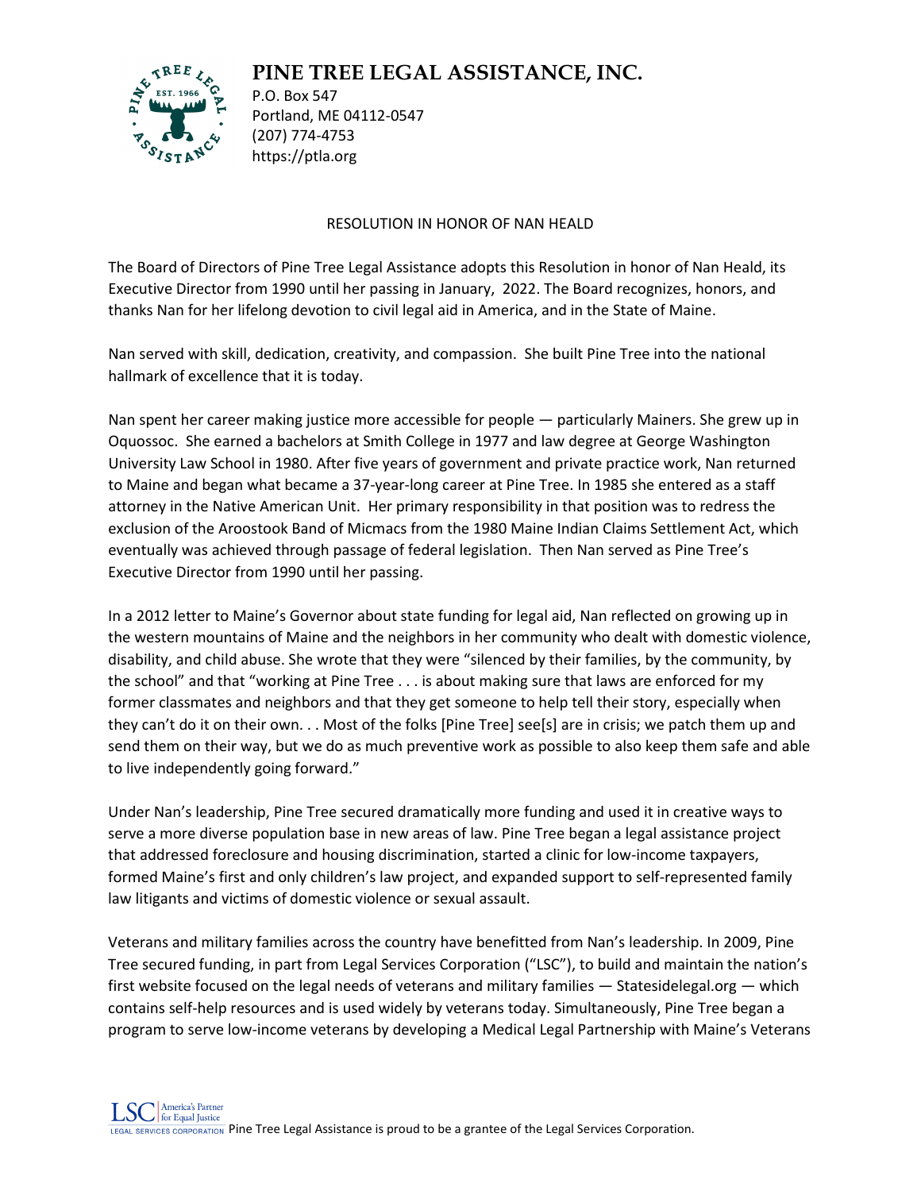# PINE TREE LEGAL ASSISTANCE, INC.

P.O. Box 547
Portland, ME 04112-0547
(207) 774-4753
https://ptla.org

## RESOLUTION IN HONOR OF NAN HEALD

The Board of Directors of Pine Tree Legal Assistance adopts this Resolution in honor of Nan Heald, its Executive Director from 1990 until her passing in January, 2022. The Board recognizes, honors, and thanks Nan for her lifelong devotion to civil legal aid in America, and in the State of Maine.

Nan served with skill, dedication, creativity, and compassion. She built Pine Tree into the national hallmark of excellence that it is today.

Nan spent her career making justice more accessible for people — particularly Mainers. She grew up in Oquossoc. She earned a bachelors at Smith College in 1977 and law degree at George Washington University Law School in 1980. After five years of government and private practice work, Nan returned to Maine and began what became a 37-year-long career at Pine Tree. In 1985 she entered as a staff attorney in the Native American Unit. Her primary responsibility in that position was to redress the exclusion of the Aroostook Band of Micmacs from the 1980 Maine Indian Claims Settlement Act, which eventually was achieved through passage of federal legislation. Then Nan served as Pine Tree's Executive Director from 1990 until her passing.

In a 2012 letter to Maine's Governor about state funding for legal aid, Nan reflected on growing up in the western mountains of Maine and the neighbors in her community who dealt with domestic violence, disability, and child abuse. She wrote that they were "silenced by their families, by the community, by the school" and that "working at Pine Tree . . . is about making sure that laws are enforced for my former classmates and neighbors and that they get someone to help tell their story, especially when they can't do it on their own. . . Most of the folks [Pine Tree] see[s] are in crisis; we patch them up and send them on their way, but we do as much preventive work as possible to also keep them safe and able to live independently going forward."

Under Nan's leadership, Pine Tree secured dramatically more funding and used it in creative ways to serve a more diverse population base in new areas of law. Pine Tree began a legal assistance project that addressed foreclosure and housing discrimination, started a clinic for low-income taxpayers, formed Maine's first and only children's law project, and expanded support to self-represented family law litigants and victims of domestic violence or sexual assault.

Veterans and military families across the country have benefitted from Nan's leadership. In 2009, Pine Tree secured funding, in part from Legal Services Corporation ("LSC"), to build and maintain the nation's first website focused on the legal needs of veterans and military families — Statesidelegal.org — which contains self-help resources and is used widely by veterans today. Simultaneously, Pine Tree began a program to serve low-income veterans by developing a Medical Legal Partnership with Maine's Veterans

Pine Tree Legal Assistance is proud to be a grantee of the Legal Services Corporation.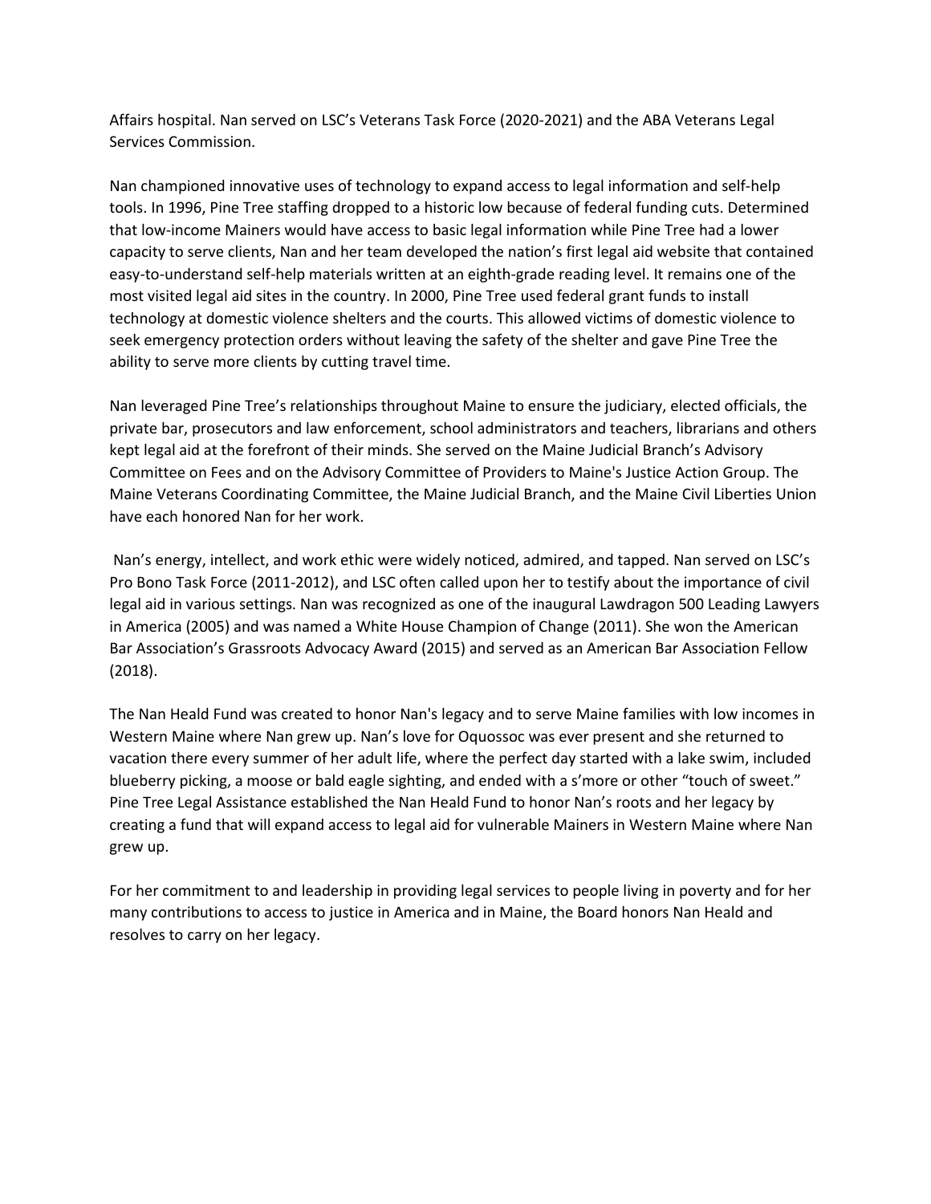Affairs hospital. Nan served on LSC's Veterans Task Force (2020-2021) and the ABA Veterans Legal Services Commission.

Nan championed innovative uses of technology to expand access to legal information and self-help tools. In 1996, Pine Tree staffing dropped to a historic low because of federal funding cuts. Determined that low-income Mainers would have access to basic legal information while Pine Tree had a lower capacity to serve clients, Nan and her team developed the nation's first legal aid website that contained easy-to-understand self-help materials written at an eighth-grade reading level. It remains one of the most visited legal aid sites in the country. In 2000, Pine Tree used federal grant funds to install technology at domestic violence shelters and the courts. This allowed victims of domestic violence to seek emergency protection orders without leaving the safety of the shelter and gave Pine Tree the ability to serve more clients by cutting travel time.

Nan leveraged Pine Tree's relationships throughout Maine to ensure the judiciary, elected officials, the private bar, prosecutors and law enforcement, school administrators and teachers, librarians and others kept legal aid at the forefront of their minds. She served on the Maine Judicial Branch's Advisory Committee on Fees and on the Advisory Committee of Providers to Maine's Justice Action Group. The Maine Veterans Coordinating Committee, the Maine Judicial Branch, and the Maine Civil Liberties Union have each honored Nan for her work.

Nan's energy, intellect, and work ethic were widely noticed, admired, and tapped. Nan served on LSC's Pro Bono Task Force (2011-2012), and LSC often called upon her to testify about the importance of civil legal aid in various settings. Nan was recognized as one of the inaugural Lawdragon 500 Leading Lawyers in America (2005) and was named a White House Champion of Change (2011). She won the American Bar Association's Grassroots Advocacy Award (2015) and served as an American Bar Association Fellow (2018).

The Nan Heald Fund was created to honor Nan's legacy and to serve Maine families with low incomes in Western Maine where Nan grew up. Nan's love for Oquossoc was ever present and she returned to vacation there every summer of her adult life, where the perfect day started with a lake swim, included blueberry picking, a moose or bald eagle sighting, and ended with a s'more or other "touch of sweet." Pine Tree Legal Assistance established the Nan Heald Fund to honor Nan's roots and her legacy by creating a fund that will expand access to legal aid for vulnerable Mainers in Western Maine where Nan grew up.

For her commitment to and leadership in providing legal services to people living in poverty and for her many contributions to access to justice in America and in Maine, the Board honors Nan Heald and resolves to carry on her legacy.